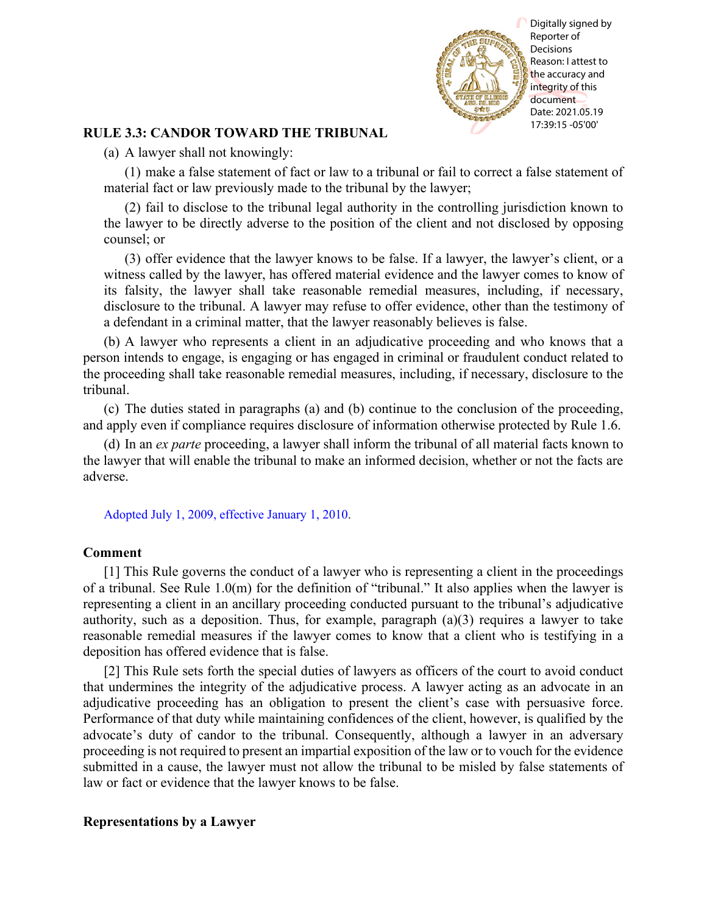## RULE 3.3: CANDOR TOWARD THE TRIBUNAL

(a) A lawyer shall not knowingly:

(1) make a false statement of fact or law to a tribunal or fail to correct a false statement of material fact or law previously made to the tribunal by the lawyer;

(2) fail to disclose to the tribunal legal authority in the controlling jurisdiction known to the lawyer to be directly adverse to the position of the client and not disclosed by opposing counsel; or

(3) offer evidence that the lawyer knows to be false. If a lawyer, the lawyer's client, or a witness called by the lawyer, has offered material evidence and the lawyer comes to know of its falsity, the lawyer shall take reasonable remedial measures, including, if necessary, disclosure to the tribunal. A lawyer may refuse to offer evidence, other than the testimony of a defendant in a criminal matter, that the lawyer reasonably believes is false.

(b) A lawyer who represents a client in an adjudicative proceeding and who knows that a person intends to engage, is engaging or has engaged in criminal or fraudulent conduct related to the proceeding shall take reasonable remedial measures, including, if necessary, disclosure to the tribunal.

(c) The duties stated in paragraphs (a) and (b) continue to the conclusion of the proceeding, and apply even if compliance requires disclosure of information otherwise protected by Rule 1.6.

(d) In an *ex parte* proceeding, a lawyer shall inform the tribunal of all material facts known to the lawyer that will enable the tribunal to make an informed decision, whether or not the facts are adverse.

Adopted July 1, 2009, effective January 1, 2010.

### Comment

[1] This Rule governs the conduct of a lawyer who is representing a client in the proceedings of a tribunal. See Rule 1.0(m) for the definition of "tribunal." It also applies when the lawyer is representing a client in an ancillary proceeding conducted pursuant to the tribunal's adjudicative authority, such as a deposition. Thus, for example, paragraph (a)(3) requires a lawyer to take reasonable remedial measures if the lawyer comes to know that a client who is testifying in a deposition has offered evidence that is false.

[2] This Rule sets forth the special duties of lawyers as officers of the court to avoid conduct that undermines the integrity of the adjudicative process. A lawyer acting as an advocate in an adjudicative proceeding has an obligation to present the client's case with persuasive force. Performance of that duty while maintaining confidences of the client, however, is qualified by the advocate's duty of candor to the tribunal. Consequently, although a lawyer in an adversary proceeding is not required to present an impartial exposition of the law or to vouch for the evidence submitted in a cause, the lawyer must not allow the tribunal to be misled by false statements of law or fact or evidence that the lawyer knows to be false.

### Representations by a Lawyer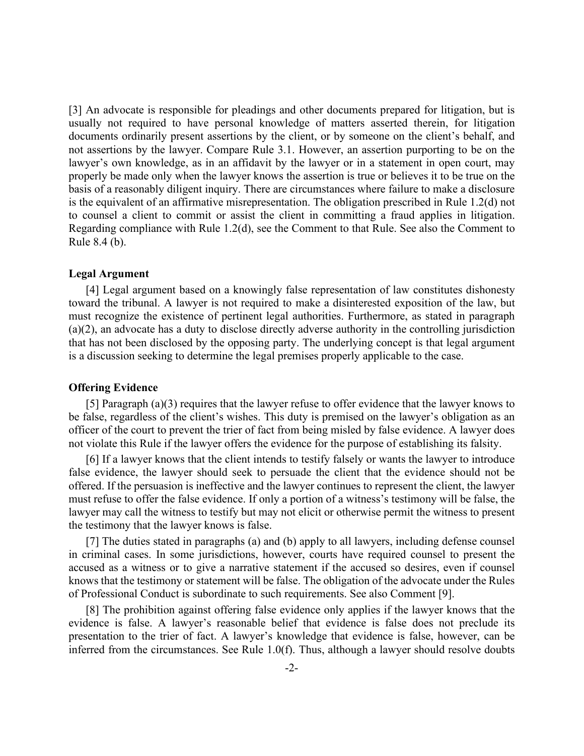[3] An advocate is responsible for pleadings and other documents prepared for litigation, but is usually not required to have personal knowledge of matters asserted therein, for litigation documents ordinarily present assertions by the client, or by someone on the client's behalf, and not assertions by the lawyer. Compare Rule 3.1. However, an assertion purporting to be on the lawyer's own knowledge, as in an affidavit by the lawyer or in a statement in open court, may properly be made only when the lawyer knows the assertion is true or believes it to be true on the basis of a reasonably diligent inquiry. There are circumstances where failure to make a disclosure is the equivalent of an affirmative misrepresentation. The obligation prescribed in Rule 1.2(d) not to counsel a client to commit or assist the client in committing a fraud applies in litigation. Regarding compliance with Rule 1.2(d), see the Comment to that Rule. See also the Comment to Rule 8.4 (b).

**Legal Argument**

[4] Legal argument based on a knowingly false representation of law constitutes dishonesty toward the tribunal. A lawyer is not required to make a disinterested exposition of the law, but must recognize the existence of pertinent legal authorities. Furthermore, as stated in paragraph (a)(2), an advocate has a duty to disclose directly adverse authority in the controlling jurisdiction that has not been disclosed by the opposing party. The underlying concept is that legal argument is a discussion seeking to determine the legal premises properly applicable to the case.

**Offering Evidence**

[5] Paragraph (a)(3) requires that the lawyer refuse to offer evidence that the lawyer knows to be false, regardless of the client's wishes. This duty is premised on the lawyer's obligation as an officer of the court to prevent the trier of fact from being misled by false evidence. A lawyer does not violate this Rule if the lawyer offers the evidence for the purpose of establishing its falsity.

[6] If a lawyer knows that the client intends to testify falsely or wants the lawyer to introduce false evidence, the lawyer should seek to persuade the client that the evidence should not be offered. If the persuasion is ineffective and the lawyer continues to represent the client, the lawyer must refuse to offer the false evidence. If only a portion of a witness's testimony will be false, the lawyer may call the witness to testify but may not elicit or otherwise permit the witness to present the testimony that the lawyer knows is false.

[7] The duties stated in paragraphs (a) and (b) apply to all lawyers, including defense counsel in criminal cases. In some jurisdictions, however, courts have required counsel to present the accused as a witness or to give a narrative statement if the accused so desires, even if counsel knows that the testimony or statement will be false. The obligation of the advocate under the Rules of Professional Conduct is subordinate to such requirements. See also Comment [9].

[8] The prohibition against offering false evidence only applies if the lawyer knows that the evidence is false. A lawyer's reasonable belief that evidence is false does not preclude its presentation to the trier of fact. A lawyer's knowledge that evidence is false, however, can be inferred from the circumstances. See Rule 1.0(f). Thus, although a lawyer should resolve doubts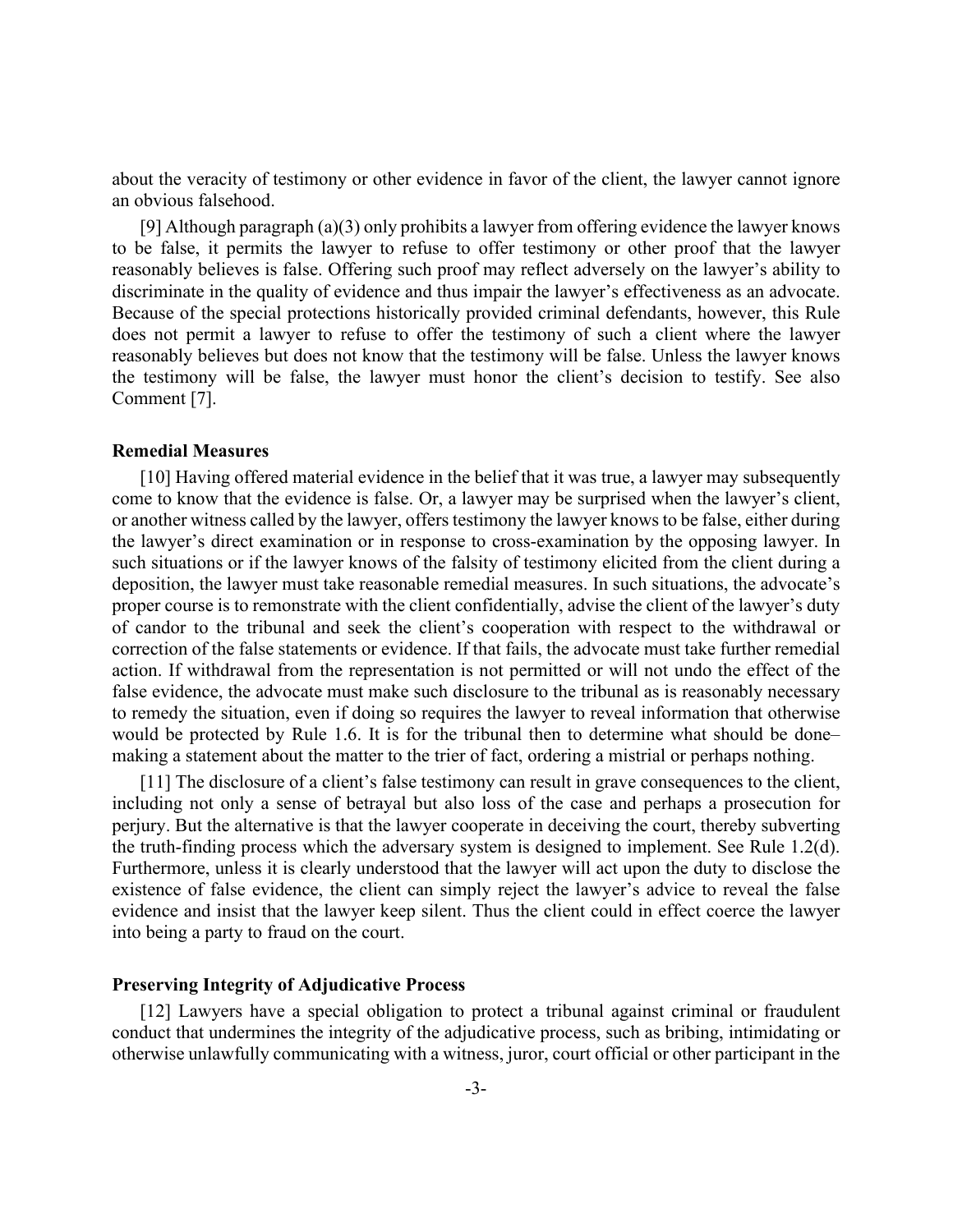about the veracity of testimony or other evidence in favor of the client, the lawyer cannot ignore an obvious falsehood.

[9] Although paragraph (a)(3) only prohibits a lawyer from offering evidence the lawyer knows to be false, it permits the lawyer to refuse to offer testimony or other proof that the lawyer reasonably believes is false. Offering such proof may reflect adversely on the lawyer's ability to discriminate in the quality of evidence and thus impair the lawyer's effectiveness as an advocate. Because of the special protections historically provided criminal defendants, however, this Rule does not permit a lawyer to refuse to offer the testimony of such a client where the lawyer reasonably believes but does not know that the testimony will be false. Unless the lawyer knows the testimony will be false, the lawyer must honor the client's decision to testify. See also Comment [7].

### Remedial Measures

[10] Having offered material evidence in the belief that it was true, a lawyer may subsequently come to know that the evidence is false. Or, a lawyer may be surprised when the lawyer's client, or another witness called by the lawyer, offers testimony the lawyer knows to be false, either during the lawyer's direct examination or in response to cross-examination by the opposing lawyer. In such situations or if the lawyer knows of the falsity of testimony elicited from the client during a deposition, the lawyer must take reasonable remedial measures. In such situations, the advocate's proper course is to remonstrate with the client confidentially, advise the client of the lawyer's duty of candor to the tribunal and seek the client's cooperation with respect to the withdrawal or correction of the false statements or evidence. If that fails, the advocate must take further remedial action. If withdrawal from the representation is not permitted or will not undo the effect of the false evidence, the advocate must make such disclosure to the tribunal as is reasonably necessary to remedy the situation, even if doing so requires the lawyer to reveal information that otherwise would be protected by Rule 1.6. It is for the tribunal then to determine what should be done– making a statement about the matter to the trier of fact, ordering a mistrial or perhaps nothing.

[11] The disclosure of a client's false testimony can result in grave consequences to the client, including not only a sense of betrayal but also loss of the case and perhaps a prosecution for perjury. But the alternative is that the lawyer cooperate in deceiving the court, thereby subverting the truth-finding process which the adversary system is designed to implement. See Rule 1.2(d). Furthermore, unless it is clearly understood that the lawyer will act upon the duty to disclose the existence of false evidence, the client can simply reject the lawyer's advice to reveal the false evidence and insist that the lawyer keep silent. Thus the client could in effect coerce the lawyer into being a party to fraud on the court.

### Preserving Integrity of Adjudicative Process

[12] Lawyers have a special obligation to protect a tribunal against criminal or fraudulent conduct that undermines the integrity of the adjudicative process, such as bribing, intimidating or otherwise unlawfully communicating with a witness, juror, court official or other participant in the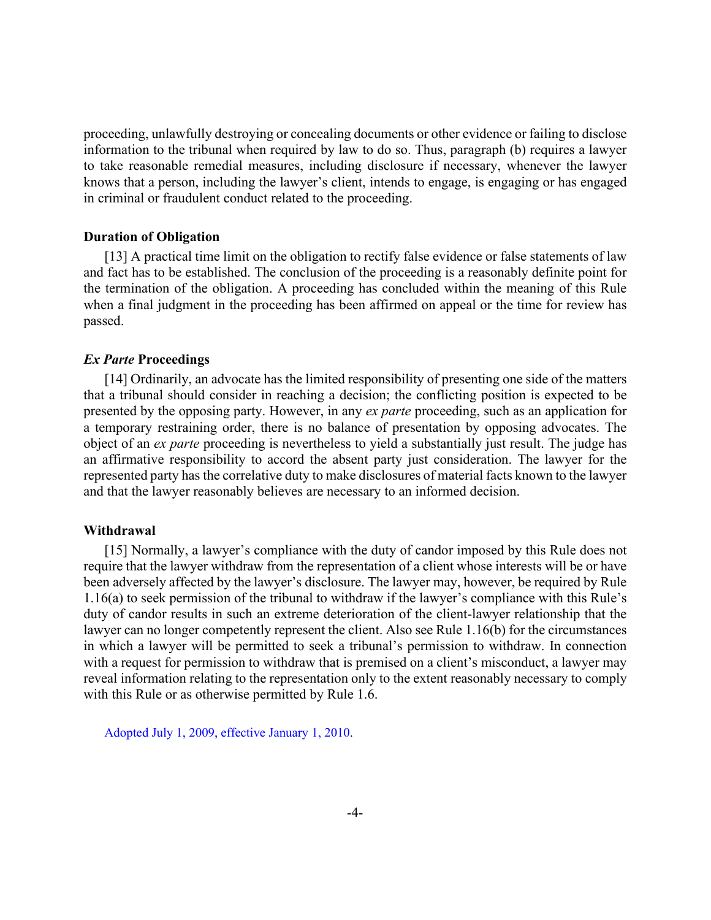proceeding, unlawfully destroying or concealing documents or other evidence or failing to disclose information to the tribunal when required by law to do so. Thus, paragraph (b) requires a lawyer to take reasonable remedial measures, including disclosure if necessary, whenever the lawyer knows that a person, including the lawyer's client, intends to engage, is engaging or has engaged in criminal or fraudulent conduct related to the proceeding.

### Duration of Obligation

[13] A practical time limit on the obligation to rectify false evidence or false statements of law and fact has to be established. The conclusion of the proceeding is a reasonably definite point for the termination of the obligation. A proceeding has concluded within the meaning of this Rule when a final judgment in the proceeding has been affirmed on appeal or the time for review has passed.

### *Ex Parte* Proceedings

[14] Ordinarily, an advocate has the limited responsibility of presenting one side of the matters that a tribunal should consider in reaching a decision; the conflicting position is expected to be presented by the opposing party. However, in any *ex parte* proceeding, such as an application for a temporary restraining order, there is no balance of presentation by opposing advocates. The object of an *ex parte* proceeding is nevertheless to yield a substantially just result. The judge has an affirmative responsibility to accord the absent party just consideration. The lawyer for the represented party has the correlative duty to make disclosures of material facts known to the lawyer and that the lawyer reasonably believes are necessary to an informed decision.

### Withdrawal

[15] Normally, a lawyer's compliance with the duty of candor imposed by this Rule does not require that the lawyer withdraw from the representation of a client whose interests will be or have been adversely affected by the lawyer's disclosure. The lawyer may, however, be required by Rule 1.16(a) to seek permission of the tribunal to withdraw if the lawyer's compliance with this Rule's duty of candor results in such an extreme deterioration of the client-lawyer relationship that the lawyer can no longer competently represent the client. Also see Rule 1.16(b) for the circumstances in which a lawyer will be permitted to seek a tribunal's permission to withdraw. In connection with a request for permission to withdraw that is premised on a client's misconduct, a lawyer may reveal information relating to the representation only to the extent reasonably necessary to comply with this Rule or as otherwise permitted by Rule 1.6.

Adopted July 1, 2009, effective January 1, 2010.